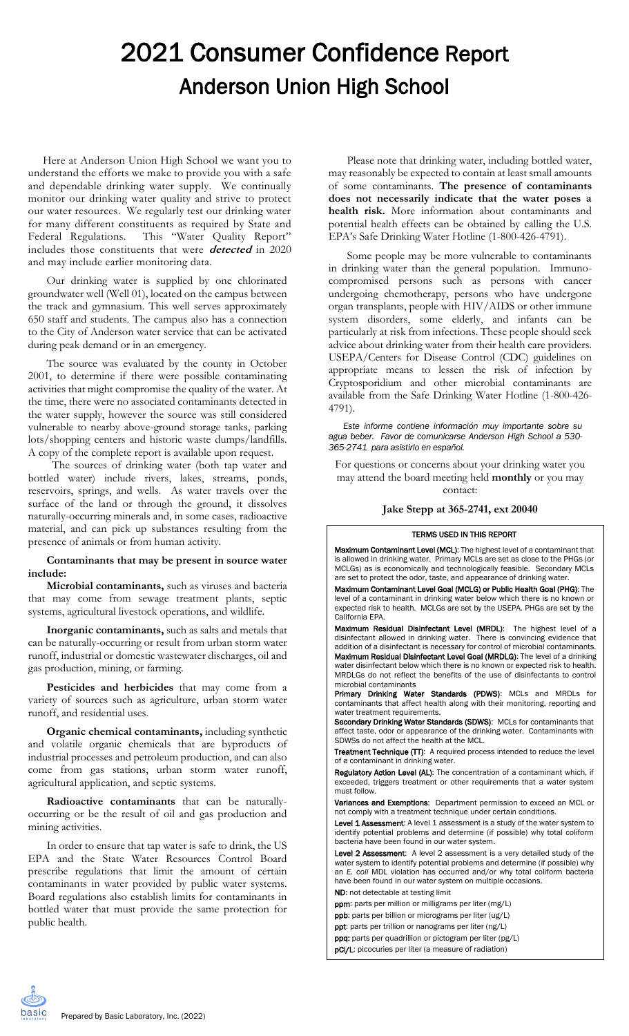# 2021 Consumer Confidence Report
# Anderson Union High School

Here at Anderson Union High School we want you to understand the efforts we make to provide you with a safe and dependable drinking water supply. We continually monitor our drinking water quality and strive to protect our water resources. We regularly test our drinking water for many different constituents as required by State and Federal Regulations. This "Water Quality Report" includes those constituents that were ***detected*** in 2020 and may include earlier monitoring data.

Our drinking water is supplied by one chlorinated groundwater well (Well 01), located on the campus between the track and gymnasium. This well serves approximately 650 staff and students. The campus also has a connection to the City of Anderson water service that can be activated during peak demand or in an emergency.

The source was evaluated by the county in October 2001, to determine if there were possible contaminating activities that might compromise the quality of the water. At the time, there were no associated contaminants detected in the water supply, however the source was still considered vulnerable to nearby above-ground storage tanks, parking lots/shopping centers and historic waste dumps/landfills. A copy of the complete report is available upon request.

The sources of drinking water (both tap water and bottled water) include rivers, lakes, streams, ponds, reservoirs, springs, and wells. As water travels over the surface of the land or through the ground, it dissolves naturally-occurring minerals and, in some cases, radioactive material, and can pick up substances resulting from the presence of animals or from human activity.

**Contaminants that may be present in source water include:**

**Microbial contaminants,** such as viruses and bacteria that may come from sewage treatment plants, septic systems, agricultural livestock operations, and wildlife.

**Inorganic contaminants,** such as salts and metals that can be naturally-occurring or result from urban storm water runoff, industrial or domestic wastewater discharges, oil and gas production, mining, or farming.

**Pesticides and herbicides** that may come from a variety of sources such as agriculture, urban storm water runoff, and residential uses.

**Organic chemical contaminants,** including synthetic and volatile organic chemicals that are byproducts of industrial processes and petroleum production, and can also come from gas stations, urban storm water runoff, agricultural application, and septic systems.

**Radioactive contaminants** that can be naturally-occurring or be the result of oil and gas production and mining activities.

In order to ensure that tap water is safe to drink, the US EPA and the State Water Resources Control Board prescribe regulations that limit the amount of certain contaminants in water provided by public water systems. Board regulations also establish limits for contaminants in bottled water that must provide the same protection for public health.

Please note that drinking water, including bottled water, may reasonably be expected to contain at least small amounts of some contaminants. **The presence of contaminants does not necessarily indicate that the water poses a health risk.** More information about contaminants and potential health effects can be obtained by calling the U.S. EPA's Safe Drinking Water Hotline (1-800-426-4791).

Some people may be more vulnerable to contaminants in drinking water than the general population. Immuno-compromised persons such as persons with cancer undergoing chemotherapy, persons who have undergone organ transplants, people with HIV/AIDS or other immune system disorders, some elderly, and infants can be particularly at risk from infections. These people should seek advice about drinking water from their health care providers. USEPA/Centers for Disease Control (CDC) guidelines on appropriate means to lessen the risk of infection by Cryptosporidium and other microbial contaminants are available from the Safe Drinking Water Hotline (1-800-426-4791).

*Este informe contiene información muy importante sobre su agua beber. Favor de comunicarse Anderson High School a 530-365-2741 para asistirlo en español.*

For questions or concerns about your drinking water you may attend the board meeting held **monthly** or you may contact:

**Jake Stepp at 365-2741, ext 20040**

### TERMS USED IN THIS REPORT

**Maximum Contaminant Level (MCL)**: The highest level of a contaminant that is allowed in drinking water. Primary MCLs are set as close to the PHGs (or MCLGs) as is economically and technologically feasible. Secondary MCLs are set to protect the odor, taste, and appearance of drinking water.

**Maximum Contaminant Level Goal (MCLG) or Public Health Goal (PHG)**: The level of a contaminant in drinking water below which there is no known or expected risk to health. MCLGs are set by the USEPA. PHGs are set by the California EPA.

**Maximum Residual Disinfectant Level (MRDL)**: The highest level of a disinfectant allowed in drinking water. There is convincing evidence that addition of a disinfectant is necessary for control of microbial contaminants.

**Maximum Residual Disinfectant Level Goal (MRDLG)**: The level of a drinking water disinfectant below which there is no known or expected risk to health. MRDLGs do not reflect the benefits of the use of disinfectants to control microbial contaminants

**Primary Drinking Water Standards (PDWS)**: MCLs and MRDLs for contaminants that affect health along with their monitoring, reporting and water treatment requirements.

**Secondary Drinking Water Standards (SDWS)**: MCLs for contaminants that affect taste, odor or appearance of the drinking water. Contaminants with SDWSs do not affect the health at the MCL.

**Treatment Technique (TT)**: A required process intended to reduce the level of a contaminant in drinking water.

**Regulatory Action Level (AL)**: The concentration of a contaminant which, if exceeded, triggers treatment or other requirements that a water system must follow.

**Variances and Exemptions**: Department permission to exceed an MCL or not comply with a treatment technique under certain conditions.

**Level 1 Assessment**: A level 1 assessment is a study of the water system to identify potential problems and determine (if possible) why total coliform bacteria have been found in our water system.

**Level 2 Assessment**: A level 2 assessment is a very detailed study of the water system to identify potential problems and determine (if possible) why an *E. coli* MDL violation has occurred and/or why total coliform bacteria have been found in our water system on multiple occasions.

**ND**: not detectable at testing limit

**ppm**: parts per million or milligrams per liter (mg/L)

**ppb**: parts per billion or micrograms per liter (ug/L)

**ppt**: parts per trillion or nanograms per liter (ng/L)

**ppq:** parts per quadrillion or pictogram per liter (pg/L)

**pCi/L**: picocuries per liter (a measure of radiation)

Prepared by Basic Laboratory, Inc. (2022)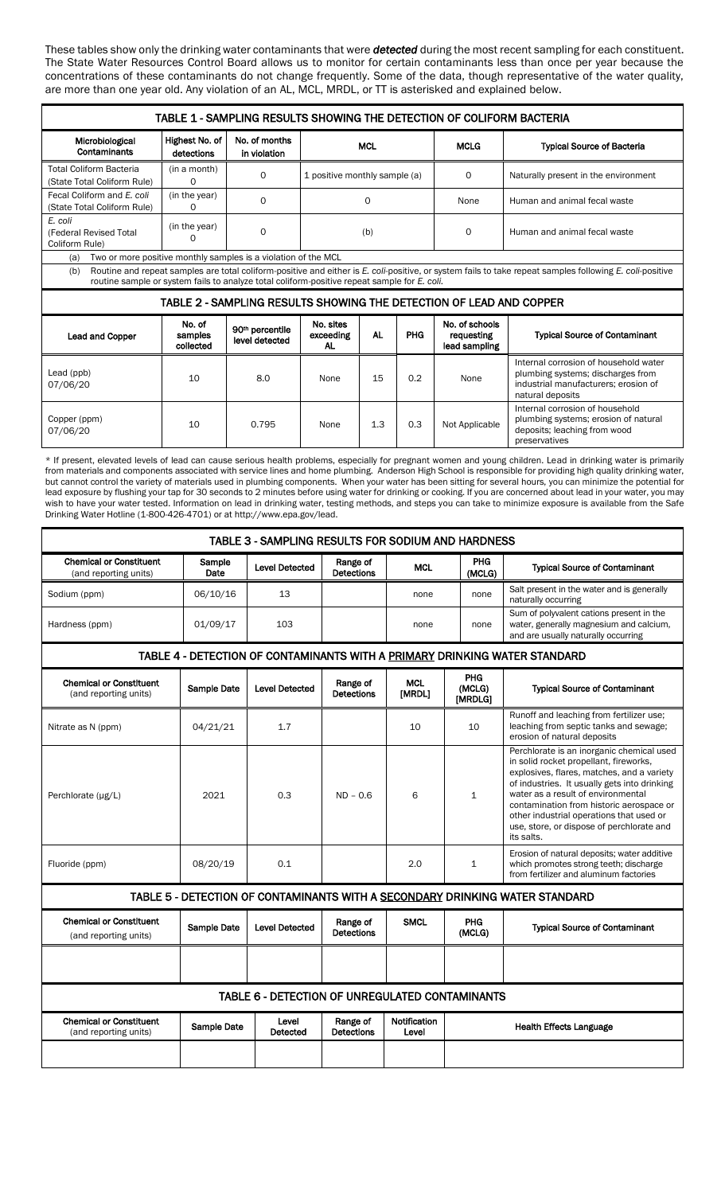These tables show only the drinking water contaminants that were ***detected*** during the most recent sampling for each constituent. The State Water Resources Control Board allows us to monitor for certain contaminants less than once per year because the concentrations of these contaminants do not change frequently. Some of the data, though representative of the water quality, are more than one year old. Any violation of an AL, MCL, MRDL, or TT is asterisked and explained below.

**TABLE 1 - SAMPLING RESULTS SHOWING THE DETECTION OF COLIFORM BACTERIA**

| Microbiological Contaminants | Highest No. of detections | No. of months in violation | MCL | MCLG | Typical Source of Bacteria |
|---|---|---|---|---|---|
| Total Coliform Bacteria (State Total Coliform Rule) | (in a month) 0 | 0 | 1 positive monthly sample (a) | 0 | Naturally present in the environment |
| Fecal Coliform and *E. coli* (State Total Coliform Rule) | (in the year) 0 | 0 | 0 | None | Human and animal fecal waste |
| *E. coli* (Federal Revised Total Coliform Rule) | (in the year) 0 | 0 | (b) | 0 | Human and animal fecal waste |

(a) Two or more positive monthly samples is a violation of the MCL

(b) Routine and repeat samples are total coliform-positive and either is *E. coli*-positive, or system fails to take repeat samples following *E. coli*-positive routine sample or system fails to analyze total coliform-positive repeat sample for *E. coli*.

**TABLE 2 - SAMPLING RESULTS SHOWING THE DETECTION OF LEAD AND COPPER**

| Lead and Copper | No. of samples collected | 90th percentile level detected | No. sites exceeding AL | AL | PHG | No. of schools requesting lead sampling | Typical Source of Contaminant |
|---|---|---|---|---|---|---|---|
| Lead (ppb) 07/06/20 | 10 | 8.0 | None | 15 | 0.2 | None | Internal corrosion of household water plumbing systems; discharges from industrial manufacturers; erosion of natural deposits |
| Copper (ppm) 07/06/20 | 10 | 0.795 | None | 1.3 | 0.3 | Not Applicable | Internal corrosion of household plumbing systems; erosion of natural deposits; leaching from wood preservatives |

\* If present, elevated levels of lead can cause serious health problems, especially for pregnant women and young children. Lead in drinking water is primarily from materials and components associated with service lines and home plumbing. Anderson High School is responsible for providing high quality drinking water, but cannot control the variety of materials used in plumbing components. When your water has been sitting for several hours, you can minimize the potential for lead exposure by flushing your tap for 30 seconds to 2 minutes before using water for drinking or cooking. If you are concerned about lead in your water, you may wish to have your water tested. Information on lead in drinking water, testing methods, and steps you can take to minimize exposure is available from the Safe Drinking Water Hotline (1-800-426-4701) or at http://www.epa.gov/lead.

**TABLE 3 - SAMPLING RESULTS FOR SODIUM AND HARDNESS**

| Chemical or Constituent (and reporting units) | Sample Date | Level Detected | Range of Detections | MCL | PHG (MCLG) | Typical Source of Contaminant |
|---|---|---|---|---|---|---|
| Sodium (ppm) | 06/10/16 | 13 | | none | none | Salt present in the water and is generally naturally occurring |
| Hardness (ppm) | 01/09/17 | 103 | | none | none | Sum of polyvalent cations present in the water, generally magnesium and calcium, and are usually naturally occurring |

**TABLE 4 - DETECTION OF CONTAMINANTS WITH A PRIMARY DRINKING WATER STANDARD**

| Chemical or Constituent (and reporting units) | Sample Date | Level Detected | Range of Detections | MCL [MRDL] | PHG (MCLG) [MRDLG] | Typical Source of Contaminant |
|---|---|---|---|---|---|---|
| Nitrate as N (ppm) | 04/21/21 | 1.7 | | 10 | 10 | Runoff and leaching from fertilizer use; leaching from septic tanks and sewage; erosion of natural deposits |
| Perchlorate (µg/L) | 2021 | 0.3 | ND – 0.6 | 6 | 1 | Perchlorate is an inorganic chemical used in solid rocket propellant, fireworks, explosives, flares, matches, and a variety of industries. It usually gets into drinking water as a result of environmental contamination from historic aerospace or other industrial operations that used or use, store, or dispose of perchlorate and its salts. |
| Fluoride (ppm) | 08/20/19 | 0.1 | | 2.0 | 1 | Erosion of natural deposits; water additive which promotes strong teeth; discharge from fertilizer and aluminum factories |

**TABLE 5 - DETECTION OF CONTAMINANTS WITH A SECONDARY DRINKING WATER STANDARD**

| Chemical or Constituent (and reporting units) | Sample Date | Level Detected | Range of Detections | SMCL | PHG (MCLG) | Typical Source of Contaminant |
|---|---|---|---|---|---|---|
| | | | | | | |

**TABLE 6 - DETECTION OF UNREGULATED CONTAMINANTS**

| Chemical or Constituent (and reporting units) | Sample Date | Level Detected | Range of Detections | Notification Level | Health Effects Language |
|---|---|---|---|---|---|
| | | | | | |